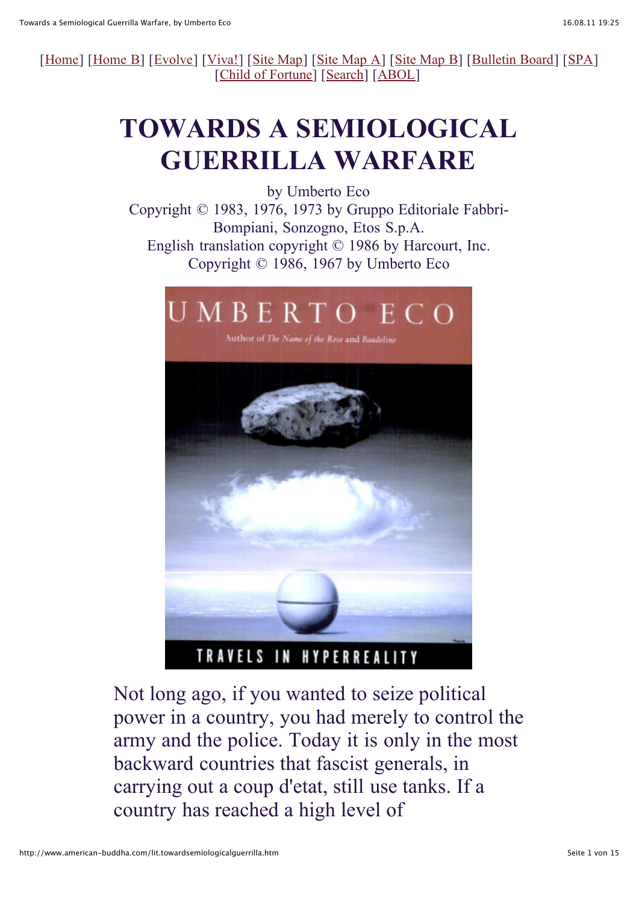[Home] [Home B] [Evolve] [Viva!] [Site Map] [Site Map A] [Site Map B] [Bulletin Board] [SPA] [Child of Fortune] [Search] [ABOL]

# TOWARDS A SEMIOLOGICAL GUERRILLA WARFARE

by Umberto Eco
Copyright © 1983, 1976, 1973 by Gruppo Editoriale Fabbri-Bompiani, Sonzogno, Etos S.p.A.
English translation copyright © 1986 by Harcourt, Inc.
Copyright © 1986, 1967 by Umberto Eco

Not long ago, if you wanted to seize political power in a country, you had merely to control the army and the police. Today it is only in the most backward countries that fascist generals, in carrying out a coup d'etat, still use tanks. If a country has reached a high level of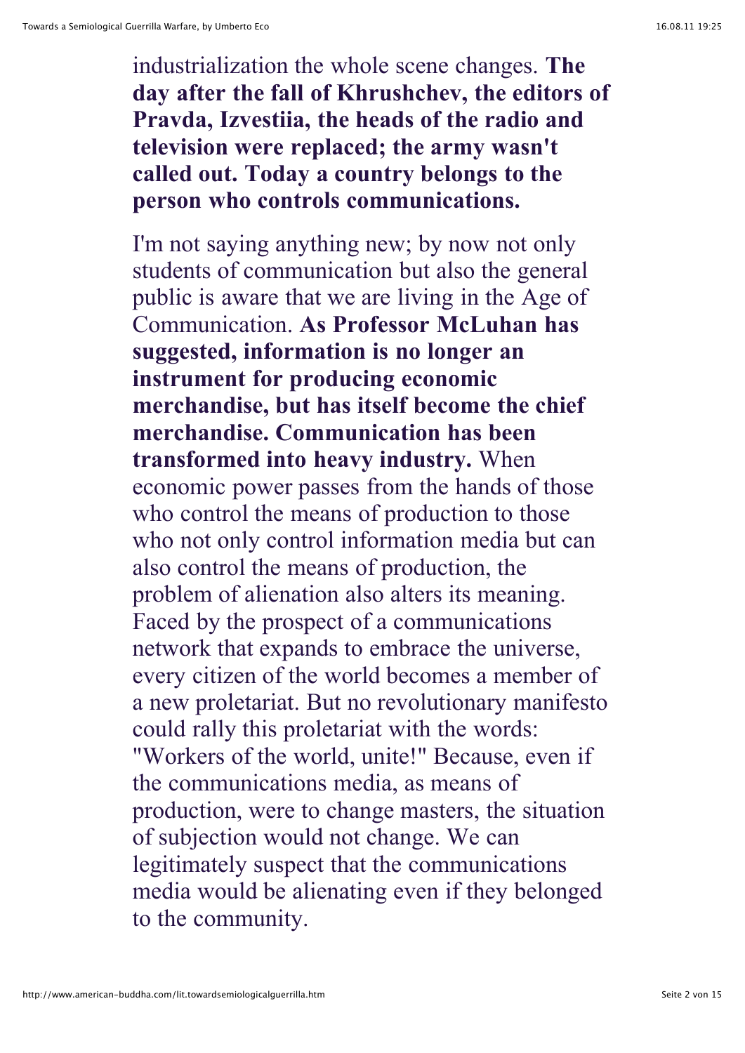industrialization the whole scene changes. **The day after the fall of Khrushchev, the editors of Pravda, Izvestiia, the heads of the radio and television were replaced; the army wasn't called out. Today a country belongs to the person who controls communications.**

I'm not saying anything new; by now not only students of communication but also the general public is aware that we are living in the Age of Communication. **As Professor McLuhan has suggested, information is no longer an instrument for producing economic merchandise, but has itself become the chief merchandise. Communication has been transformed into heavy industry.** When economic power passes from the hands of those who control the means of production to those who not only control information media but can also control the means of production, the problem of alienation also alters its meaning. Faced by the prospect of a communications network that expands to embrace the universe, every citizen of the world becomes a member of a new proletariat. But no revolutionary manifesto could rally this proletariat with the words: "Workers of the world, unite!" Because, even if the communications media, as means of production, were to change masters, the situation of subjection would not change. We can legitimately suspect that the communications media would be alienating even if they belonged to the community.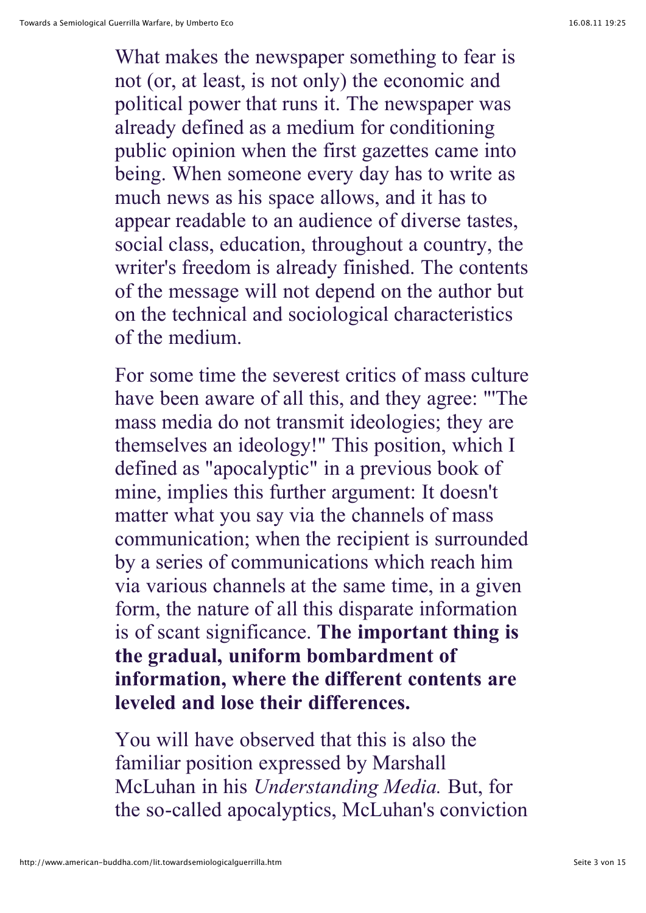What makes the newspaper something to fear is not (or, at least, is not only) the economic and political power that runs it. The newspaper was already defined as a medium for conditioning public opinion when the first gazettes came into being. When someone every day has to write as much news as his space allows, and it has to appear readable to an audience of diverse tastes, social class, education, throughout a country, the writer's freedom is already finished. The contents of the message will not depend on the author but on the technical and sociological characteristics of the medium.

For some time the severest critics of mass culture have been aware of all this, and they agree: "'The mass media do not transmit ideologies; they are themselves an ideology!" This position, which I defined as "apocalyptic" in a previous book of mine, implies this further argument: It doesn't matter what you say via the channels of mass communication; when the recipient is surrounded by a series of communications which reach him via various channels at the same time, in a given form, the nature of all this disparate information is of scant significance. **The important thing is the gradual, uniform bombardment of information, where the different contents are leveled and lose their differences.**

You will have observed that this is also the familiar position expressed by Marshall McLuhan in his *Understanding Media.* But, for the so-called apocalyptics, McLuhan's conviction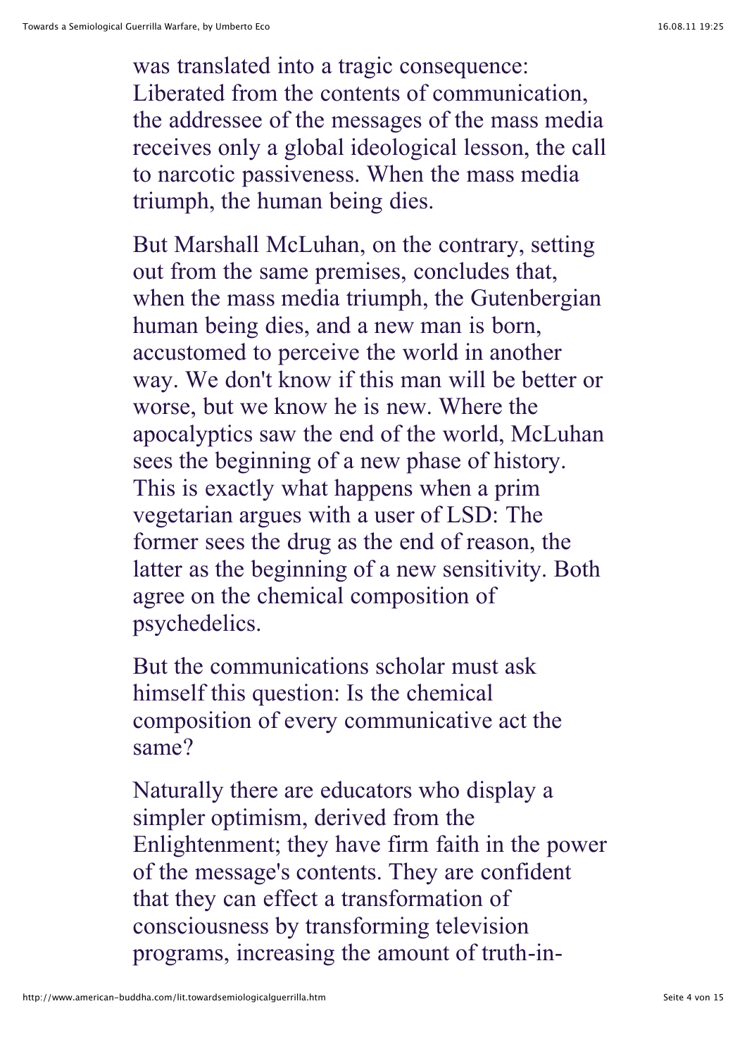was translated into a tragic consequence: Liberated from the contents of communication, the addressee of the messages of the mass media receives only a global ideological lesson, the call to narcotic passiveness. When the mass media triumph, the human being dies.

But Marshall McLuhan, on the contrary, setting out from the same premises, concludes that, when the mass media triumph, the Gutenbergian human being dies, and a new man is born, accustomed to perceive the world in another way. We don't know if this man will be better or worse, but we know he is new. Where the apocalyptics saw the end of the world, McLuhan sees the beginning of a new phase of history. This is exactly what happens when a prim vegetarian argues with a user of LSD: The former sees the drug as the end of reason, the latter as the beginning of a new sensitivity. Both agree on the chemical composition of psychedelics.

But the communications scholar must ask himself this question: Is the chemical composition of every communicative act the same?

Naturally there are educators who display a simpler optimism, derived from the Enlightenment; they have firm faith in the power of the message's contents. They are confident that they can effect a transformation of consciousness by transforming television programs, increasing the amount of truth-in-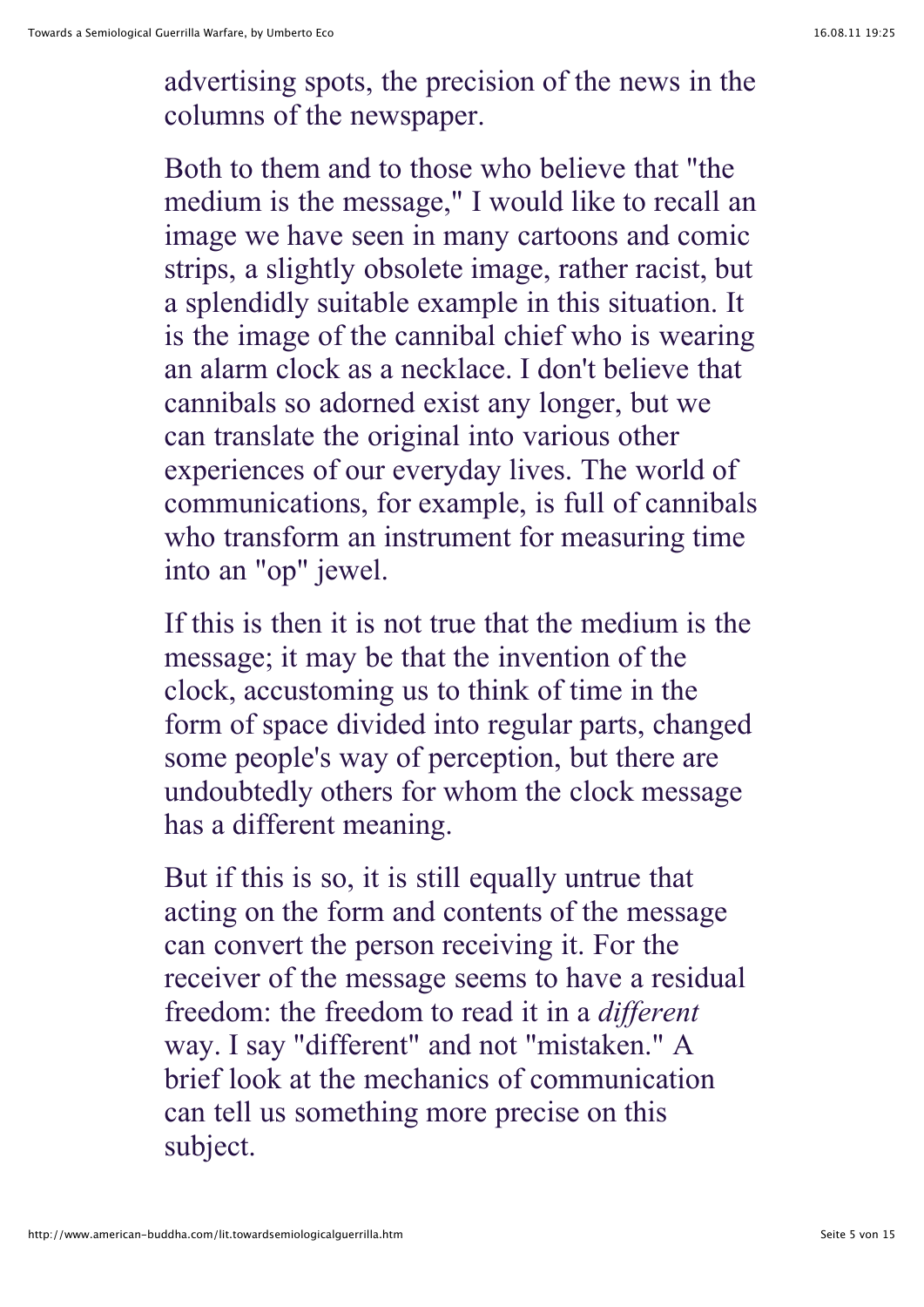advertising spots, the precision of the news in the columns of the newspaper.

Both to them and to those who believe that "the medium is the message," I would like to recall an image we have seen in many cartoons and comic strips, a slightly obsolete image, rather racist, but a splendidly suitable example in this situation. It is the image of the cannibal chief who is wearing an alarm clock as a necklace. I don't believe that cannibals so adorned exist any longer, but we can translate the original into various other experiences of our everyday lives. The world of communications, for example, is full of cannibals who transform an instrument for measuring time into an "op" jewel.

If this is then it is not true that the medium is the message; it may be that the invention of the clock, accustoming us to think of time in the form of space divided into regular parts, changed some people's way of perception, but there are undoubtedly others for whom the clock message has a different meaning.

But if this is so, it is still equally untrue that acting on the form and contents of the message can convert the person receiving it. For the receiver of the message seems to have a residual freedom: the freedom to read it in a *different* way. I say "different" and not "mistaken." A brief look at the mechanics of communication can tell us something more precise on this subject.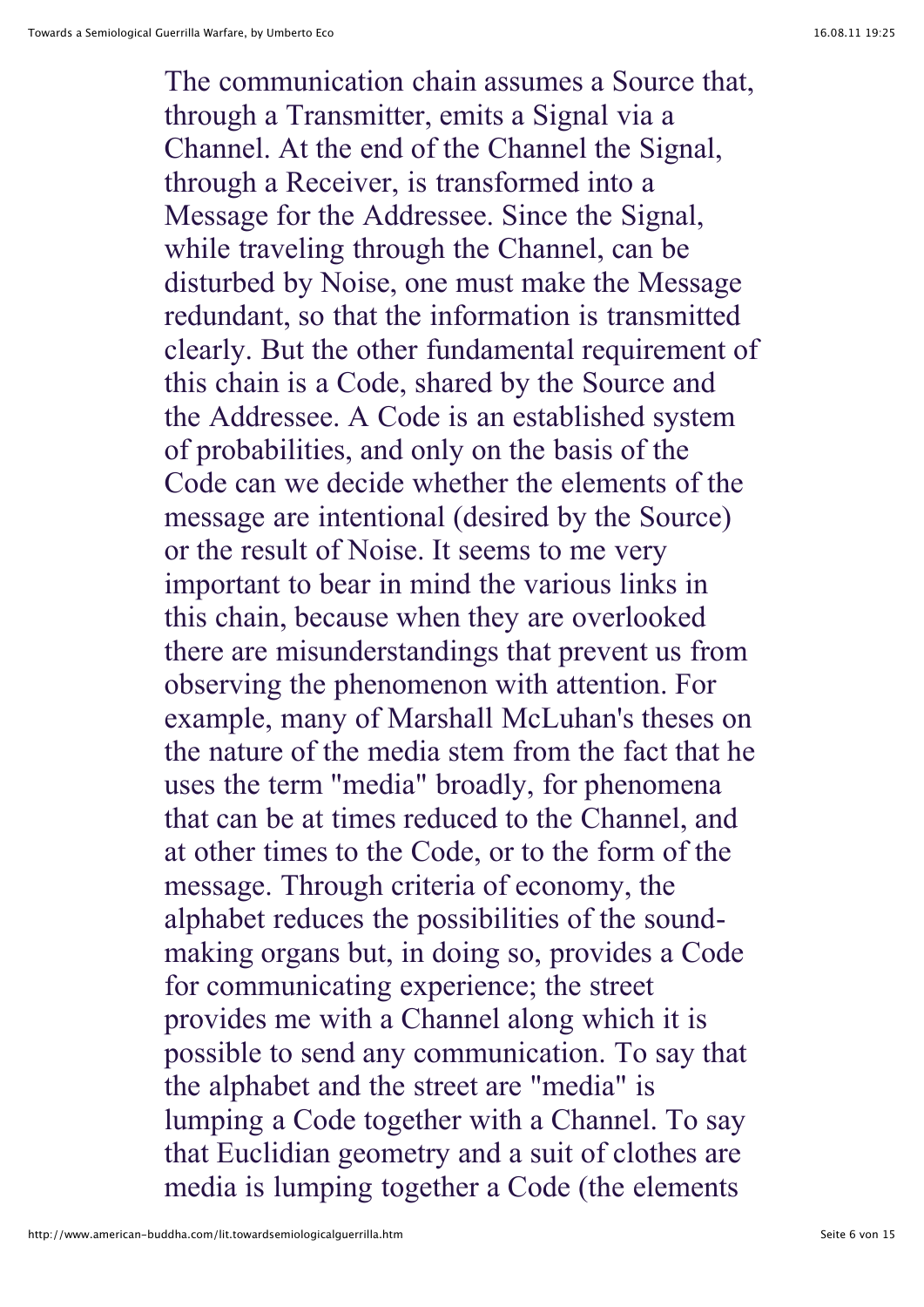The communication chain assumes a Source that, through a Transmitter, emits a Signal via a Channel. At the end of the Channel the Signal, through a Receiver, is transformed into a Message for the Addressee. Since the Signal, while traveling through the Channel, can be disturbed by Noise, one must make the Message redundant, so that the information is transmitted clearly. But the other fundamental requirement of this chain is a Code, shared by the Source and the Addressee. A Code is an established system of probabilities, and only on the basis of the Code can we decide whether the elements of the message are intentional (desired by the Source) or the result of Noise. It seems to me very important to bear in mind the various links in this chain, because when they are overlooked there are misunderstandings that prevent us from observing the phenomenon with attention. For example, many of Marshall McLuhan's theses on the nature of the media stem from the fact that he uses the term "media" broadly, for phenomena that can be at times reduced to the Channel, and at other times to the Code, or to the form of the message. Through criteria of economy, the alphabet reduces the possibilities of the sound-making organs but, in doing so, provides a Code for communicating experience; the street provides me with a Channel along which it is possible to send any communication. To say that the alphabet and the street are "media" is lumping a Code together with a Channel. To say that Euclidian geometry and a suit of clothes are media is lumping together a Code (the elements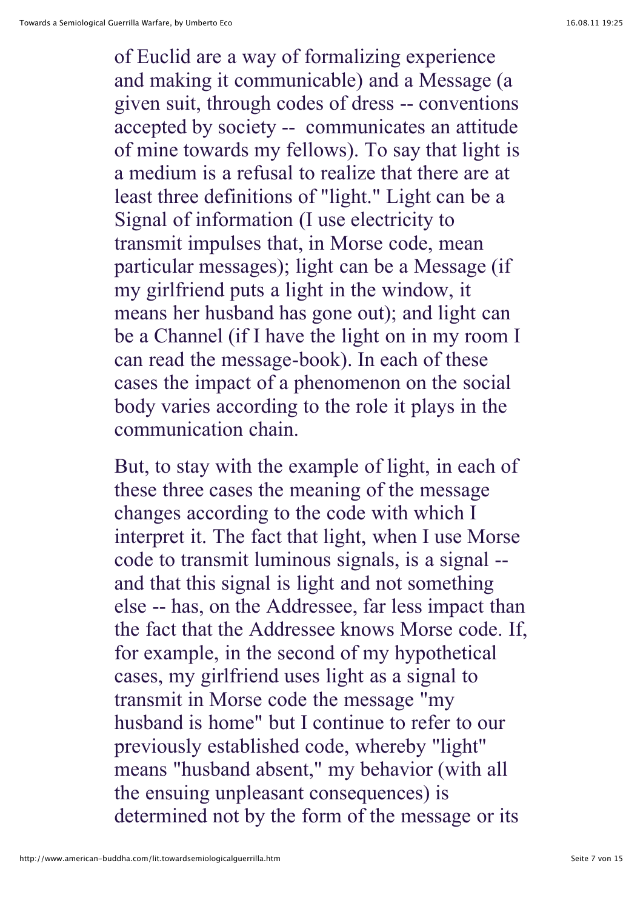of Euclid are a way of formalizing experience and making it communicable) and a Message (a given suit, through codes of dress -- conventions accepted by society -- communicates an attitude of mine towards my fellows). To say that light is a medium is a refusal to realize that there are at least three definitions of "light." Light can be a Signal of information (I use electricity to transmit impulses that, in Morse code, mean particular messages); light can be a Message (if my girlfriend puts a light in the window, it means her husband has gone out); and light can be a Channel (if I have the light on in my room I can read the message-book). In each of these cases the impact of a phenomenon on the social body varies according to the role it plays in the communication chain.

But, to stay with the example of light, in each of these three cases the meaning of the message changes according to the code with which I interpret it. The fact that light, when I use Morse code to transmit luminous signals, is a signal -- and that this signal is light and not something else -- has, on the Addressee, far less impact than the fact that the Addressee knows Morse code. If, for example, in the second of my hypothetical cases, my girlfriend uses light as a signal to transmit in Morse code the message "my husband is home" but I continue to refer to our previously established code, whereby "light" means "husband absent," my behavior (with all the ensuing unpleasant consequences) is determined not by the form of the message or its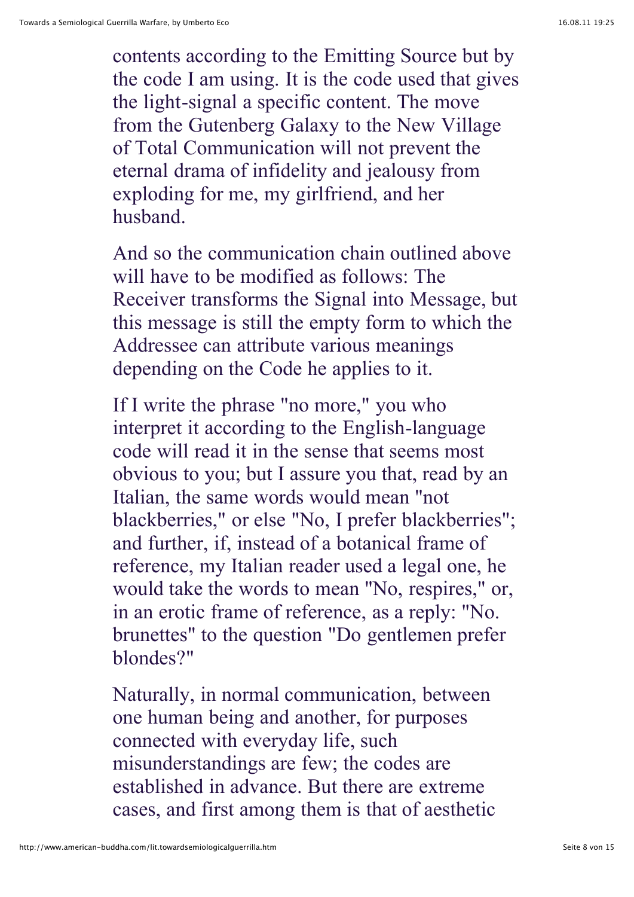contents according to the Emitting Source but by the code I am using. It is the code used that gives the light-signal a specific content. The move from the Gutenberg Galaxy to the New Village of Total Communication will not prevent the eternal drama of infidelity and jealousy from exploding for me, my girlfriend, and her husband.

And so the communication chain outlined above will have to be modified as follows: The Receiver transforms the Signal into Message, but this message is still the empty form to which the Addressee can attribute various meanings depending on the Code he applies to it.

If I write the phrase "no more," you who interpret it according to the English-language code will read it in the sense that seems most obvious to you; but I assure you that, read by an Italian, the same words would mean "not blackberries," or else "No, I prefer blackberries"; and further, if, instead of a botanical frame of reference, my Italian reader used a legal one, he would take the words to mean "No, respires," or, in an erotic frame of reference, as a reply: "No. brunettes" to the question "Do gentlemen prefer blondes?"

Naturally, in normal communication, between one human being and another, for purposes connected with everyday life, such misunderstandings are few; the codes are established in advance. But there are extreme cases, and first among them is that of aesthetic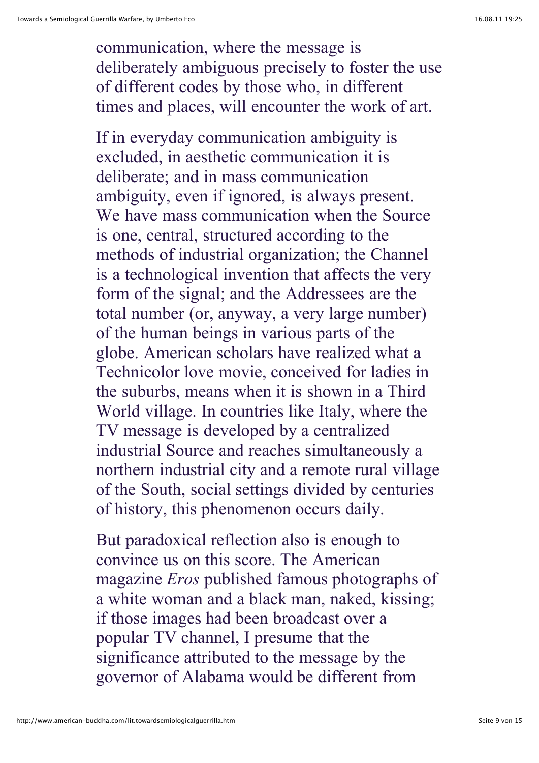communication, where the message is deliberately ambiguous precisely to foster the use of different codes by those who, in different times and places, will encounter the work of art.

If in everyday communication ambiguity is excluded, in aesthetic communication it is deliberate; and in mass communication ambiguity, even if ignored, is always present. We have mass communication when the Source is one, central, structured according to the methods of industrial organization; the Channel is a technological invention that affects the very form of the signal; and the Addressees are the total number (or, anyway, a very large number) of the human beings in various parts of the globe. American scholars have realized what a Technicolor love movie, conceived for ladies in the suburbs, means when it is shown in a Third World village. In countries like Italy, where the TV message is developed by a centralized industrial Source and reaches simultaneously a northern industrial city and a remote rural village of the South, social settings divided by centuries of history, this phenomenon occurs daily.

But paradoxical reflection also is enough to convince us on this score. The American magazine *Eros* published famous photographs of a white woman and a black man, naked, kissing; if those images had been broadcast over a popular TV channel, I presume that the significance attributed to the message by the governor of Alabama would be different from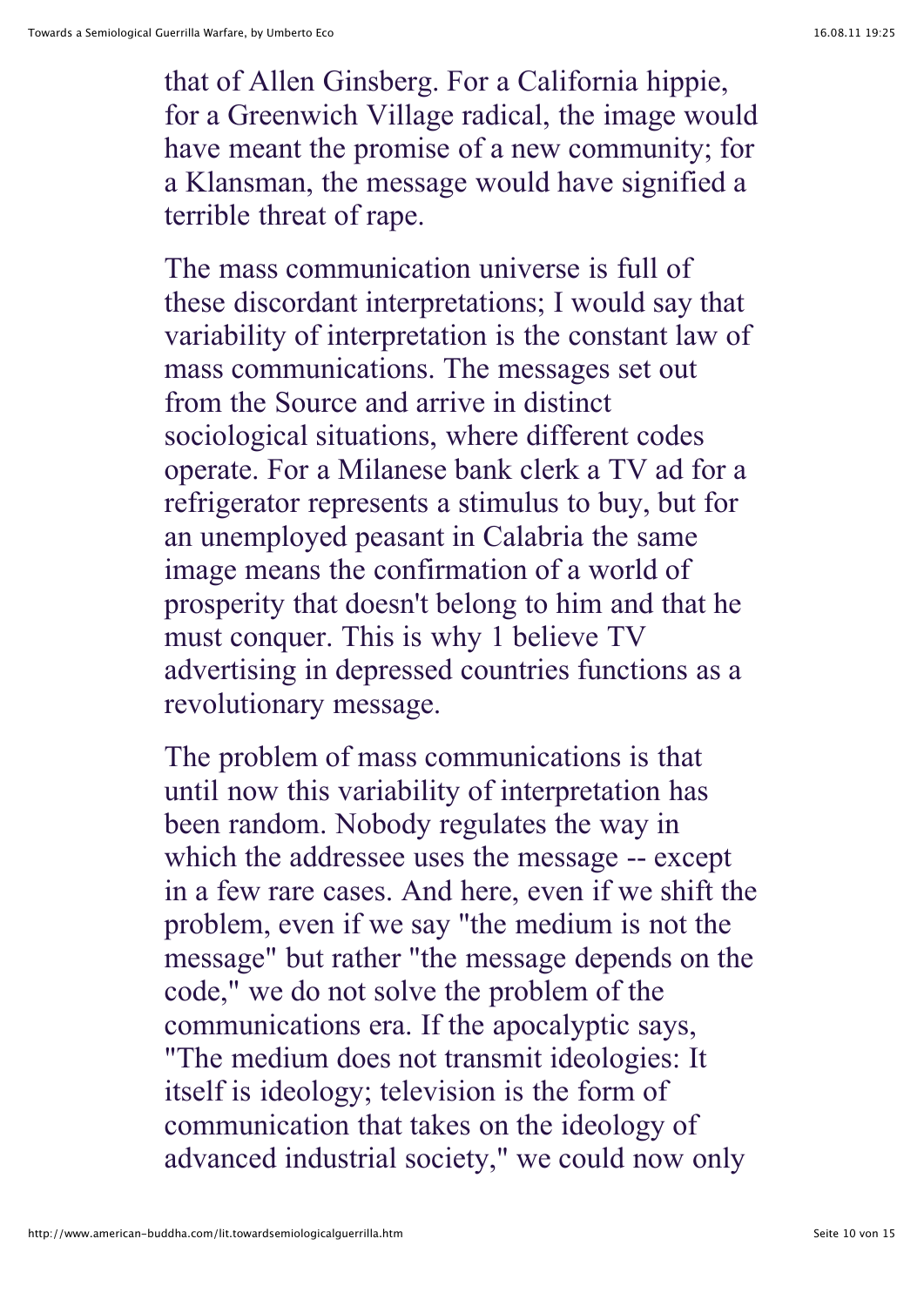that of Allen Ginsberg. For a California hippie, for a Greenwich Village radical, the image would have meant the promise of a new community; for a Klansman, the message would have signified a terrible threat of rape.

The mass communication universe is full of these discordant interpretations; I would say that variability of interpretation is the constant law of mass communications. The messages set out from the Source and arrive in distinct sociological situations, where different codes operate. For a Milanese bank clerk a TV ad for a refrigerator represents a stimulus to buy, but for an unemployed peasant in Calabria the same image means the confirmation of a world of prosperity that doesn't belong to him and that he must conquer. This is why 1 believe TV advertising in depressed countries functions as a revolutionary message.

The problem of mass communications is that until now this variability of interpretation has been random. Nobody regulates the way in which the addressee uses the message -- except in a few rare cases. And here, even if we shift the problem, even if we say "the medium is not the message" but rather "the message depends on the code," we do not solve the problem of the communications era. If the apocalyptic says, "The medium does not transmit ideologies: It itself is ideology; television is the form of communication that takes on the ideology of advanced industrial society," we could now only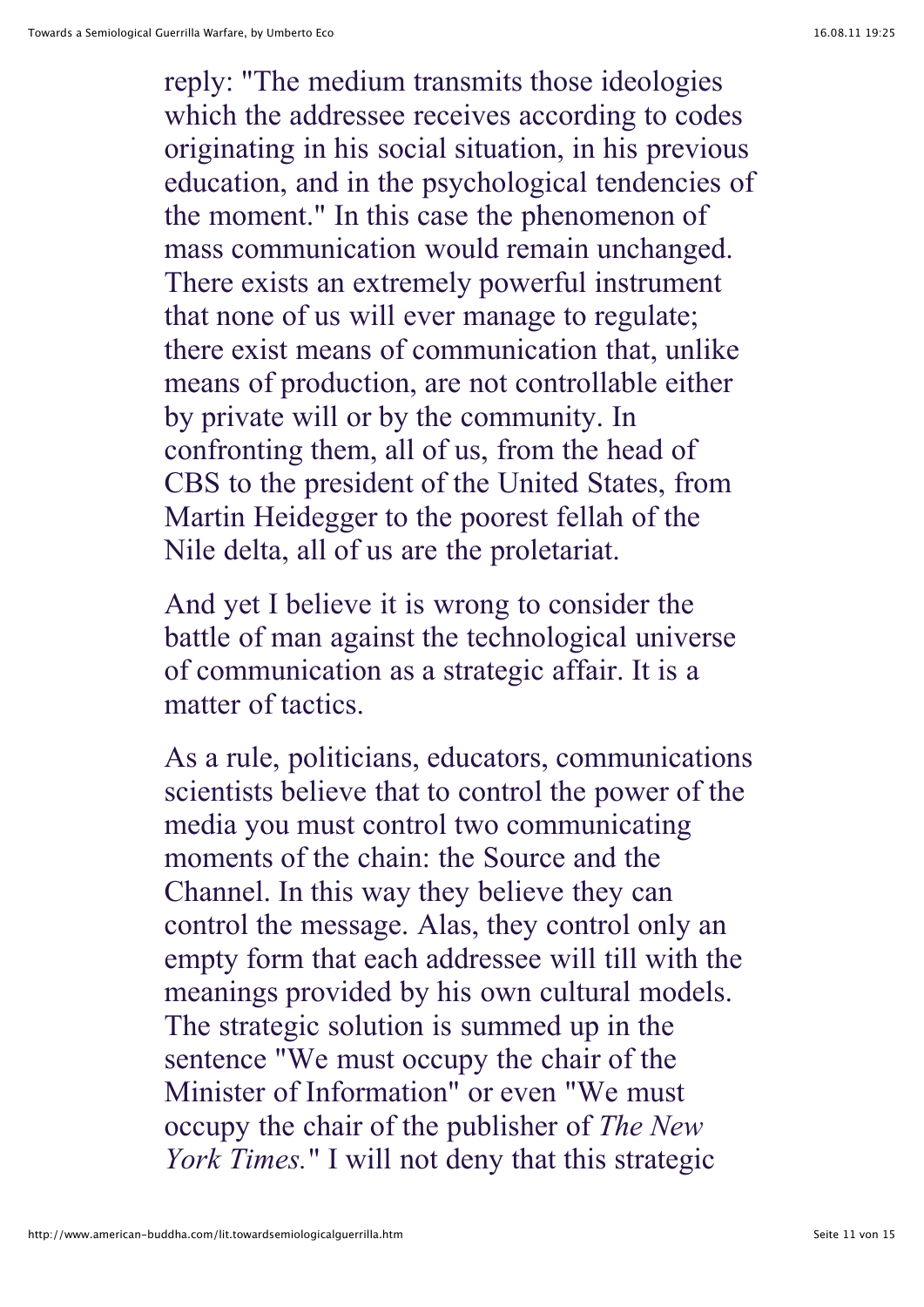reply: "The medium transmits those ideologies which the addressee receives according to codes originating in his social situation, in his previous education, and in the psychological tendencies of the moment." In this case the phenomenon of mass communication would remain unchanged. There exists an extremely powerful instrument that none of us will ever manage to regulate; there exist means of communication that, unlike means of production, are not controllable either by private will or by the community. In confronting them, all of us, from the head of CBS to the president of the United States, from Martin Heidegger to the poorest fellah of the Nile delta, all of us are the proletariat.

And yet I believe it is wrong to consider the battle of man against the technological universe of communication as a strategic affair. It is a matter of tactics.

As a rule, politicians, educators, communications scientists believe that to control the power of the media you must control two communicating moments of the chain: the Source and the Channel. In this way they believe they can control the message. Alas, they control only an empty form that each addressee will till with the meanings provided by his own cultural models. The strategic solution is summed up in the sentence "We must occupy the chair of the Minister of Information" or even "We must occupy the chair of the publisher of *The New York Times.*" I will not deny that this strategic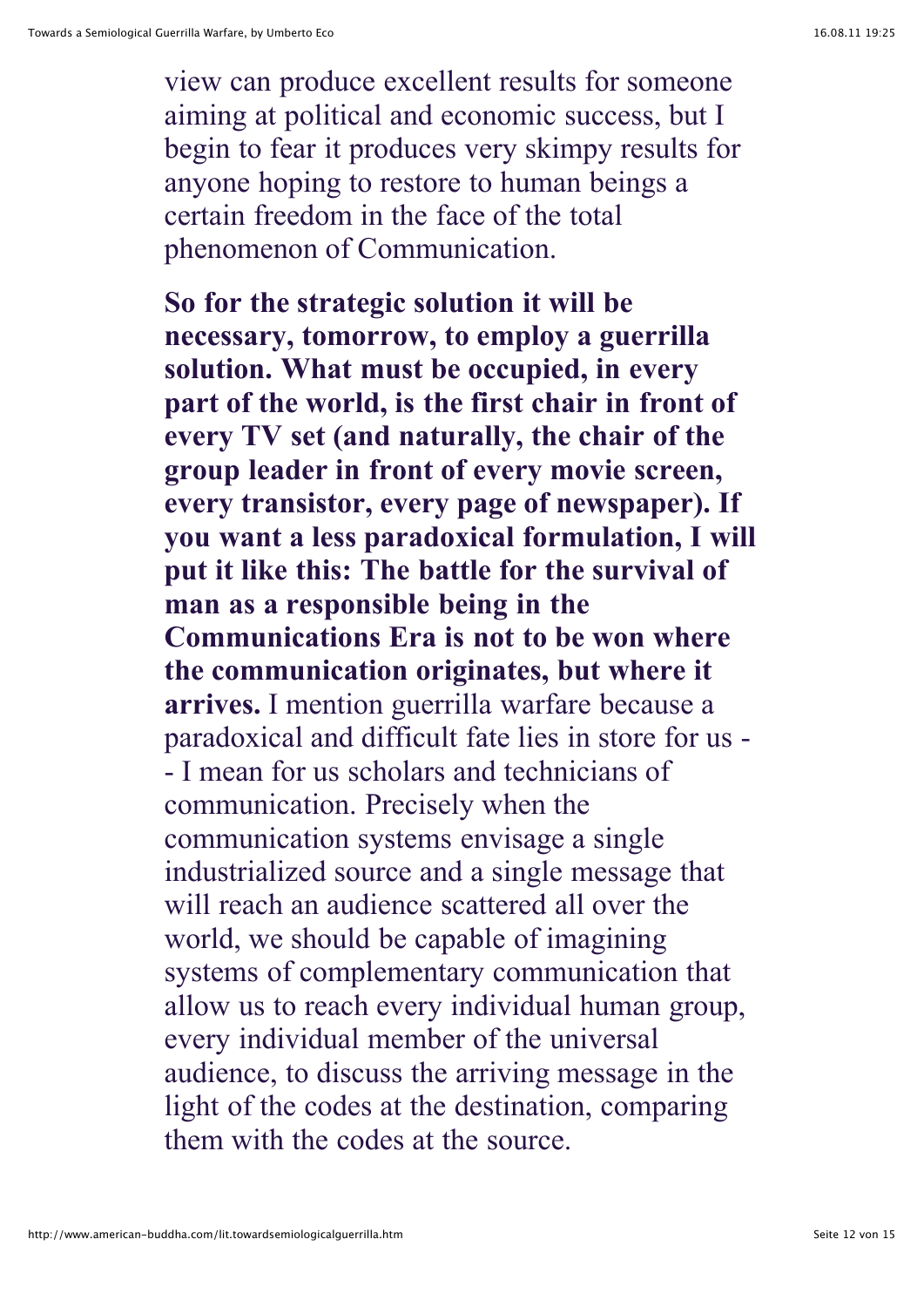view can produce excellent results for someone aiming at political and economic success, but I begin to fear it produces very skimpy results for anyone hoping to restore to human beings a certain freedom in the face of the total phenomenon of Communication.

**So for the strategic solution it will be necessary, tomorrow, to employ a guerrilla solution. What must be occupied, in every part of the world, is the first chair in front of every TV set (and naturally, the chair of the group leader in front of every movie screen, every transistor, every page of newspaper). If you want a less paradoxical formulation, I will put it like this: The battle for the survival of man as a responsible being in the Communications Era is not to be won where the communication originates, but where it arrives.** I mention guerrilla warfare because a paradoxical and difficult fate lies in store for us -- I mean for us scholars and technicians of communication. Precisely when the communication systems envisage a single industrialized source and a single message that will reach an audience scattered all over the world, we should be capable of imagining systems of complementary communication that allow us to reach every individual human group, every individual member of the universal audience, to discuss the arriving message in the light of the codes at the destination, comparing them with the codes at the source.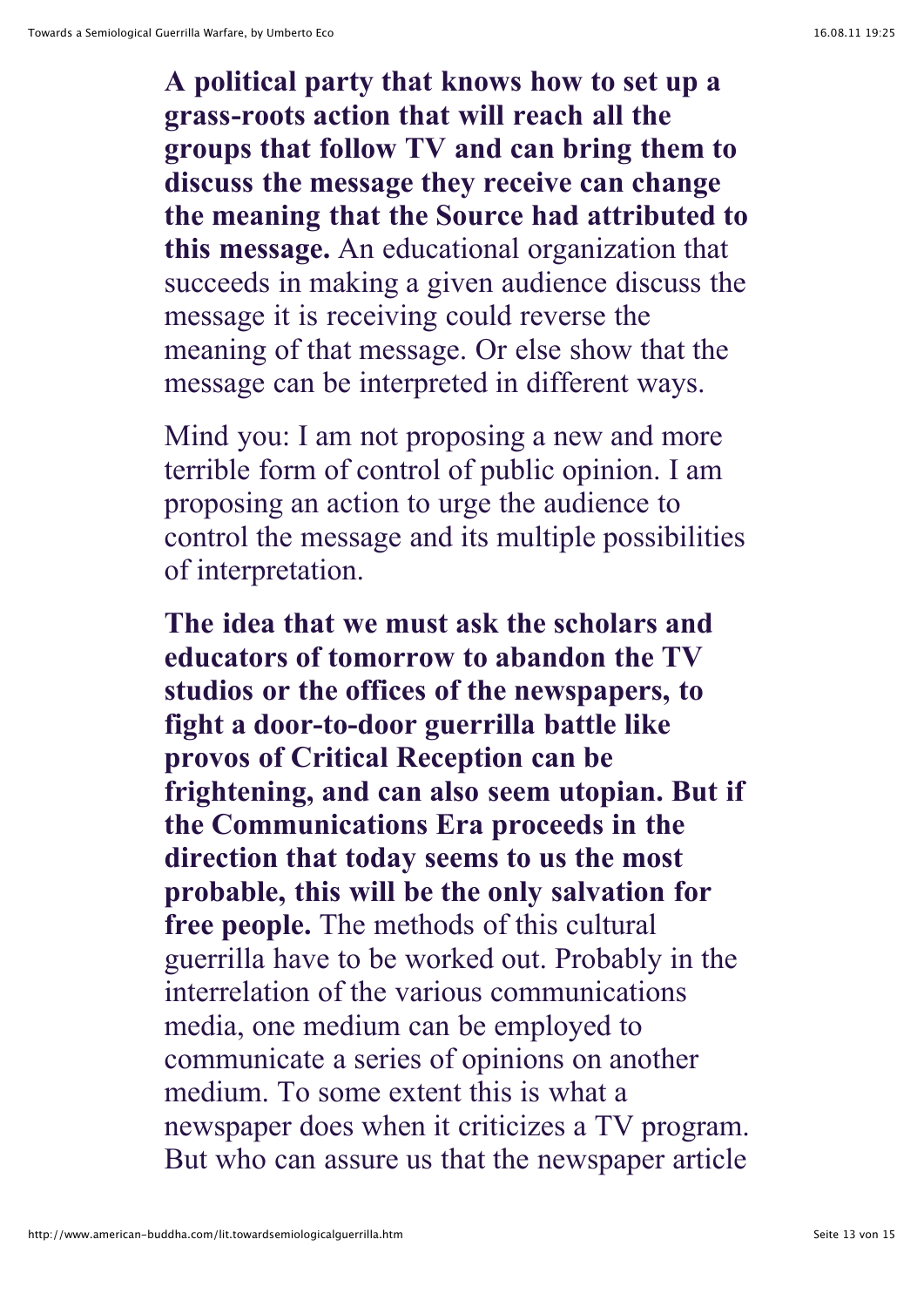**A political party that knows how to set up a grass-roots action that will reach all the groups that follow TV and can bring them to discuss the message they receive can change the meaning that the Source had attributed to this message.** An educational organization that succeeds in making a given audience discuss the message it is receiving could reverse the meaning of that message. Or else show that the message can be interpreted in different ways.

Mind you: I am not proposing a new and more terrible form of control of public opinion. I am proposing an action to urge the audience to control the message and its multiple possibilities of interpretation.

**The idea that we must ask the scholars and educators of tomorrow to abandon the TV studios or the offices of the newspapers, to fight a door-to-door guerrilla battle like provos of Critical Reception can be frightening, and can also seem utopian. But if the Communications Era proceeds in the direction that today seems to us the most probable, this will be the only salvation for free people.** The methods of this cultural guerrilla have to be worked out. Probably in the interrelation of the various communications media, one medium can be employed to communicate a series of opinions on another medium. To some extent this is what a newspaper does when it criticizes a TV program. But who can assure us that the newspaper article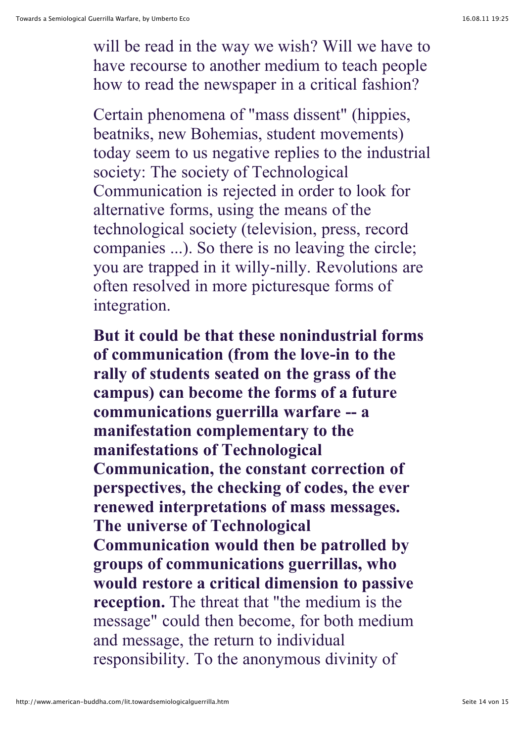will be read in the way we wish? Will we have to have recourse to another medium to teach people how to read the newspaper in a critical fashion?

Certain phenomena of "mass dissent" (hippies, beatniks, new Bohemias, student movements) today seem to us negative replies to the industrial society: The society of Technological Communication is rejected in order to look for alternative forms, using the means of the technological society (television, press, record companies ...). So there is no leaving the circle; you are trapped in it willy-nilly. Revolutions are often resolved in more picturesque forms of integration.

**But it could be that these nonindustrial forms of communication (from the love-in to the rally of students seated on the grass of the campus) can become the forms of a future communications guerrilla warfare -- a manifestation complementary to the manifestations of Technological Communication, the constant correction of perspectives, the checking of codes, the ever renewed interpretations of mass messages. The universe of Technological Communication would then be patrolled by groups of communications guerrillas, who would restore a critical dimension to passive reception.** The threat that "the medium is the message" could then become, for both medium and message, the return to individual responsibility. To the anonymous divinity of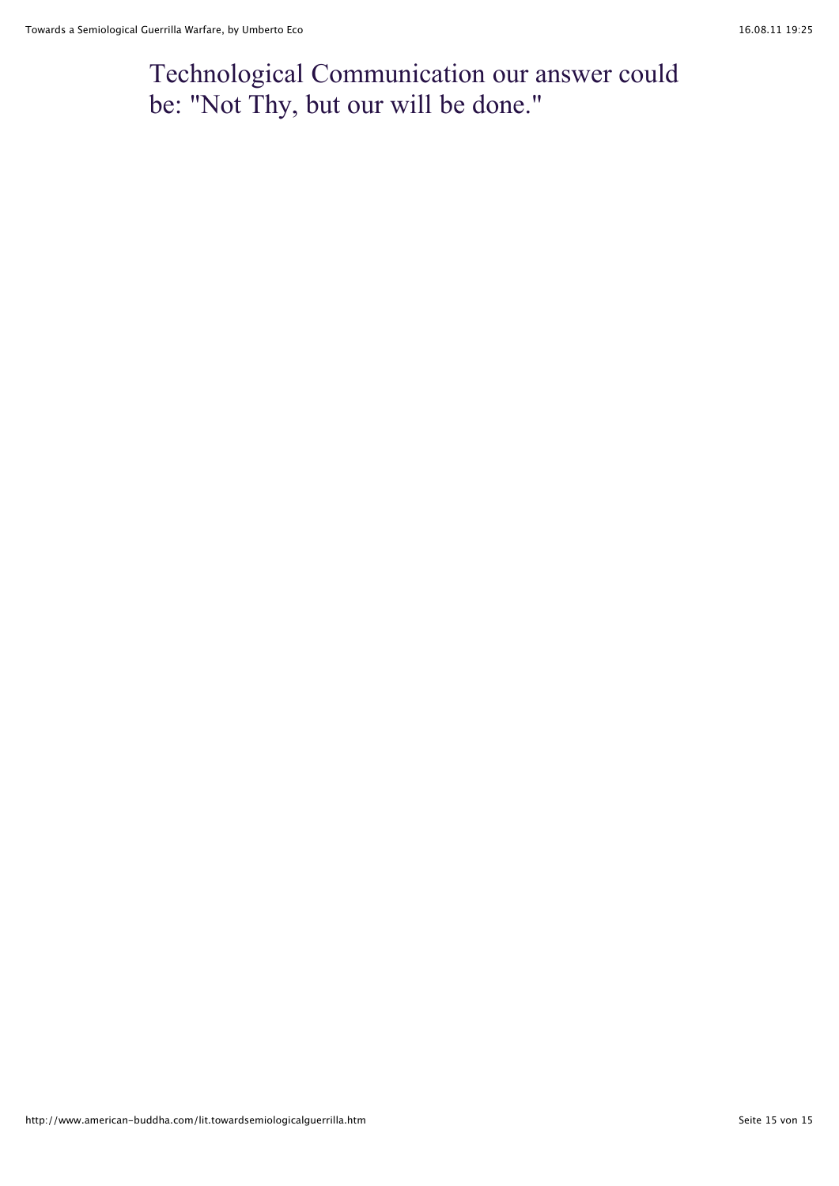Technological Communication our answer could be: "Not Thy, but our will be done."